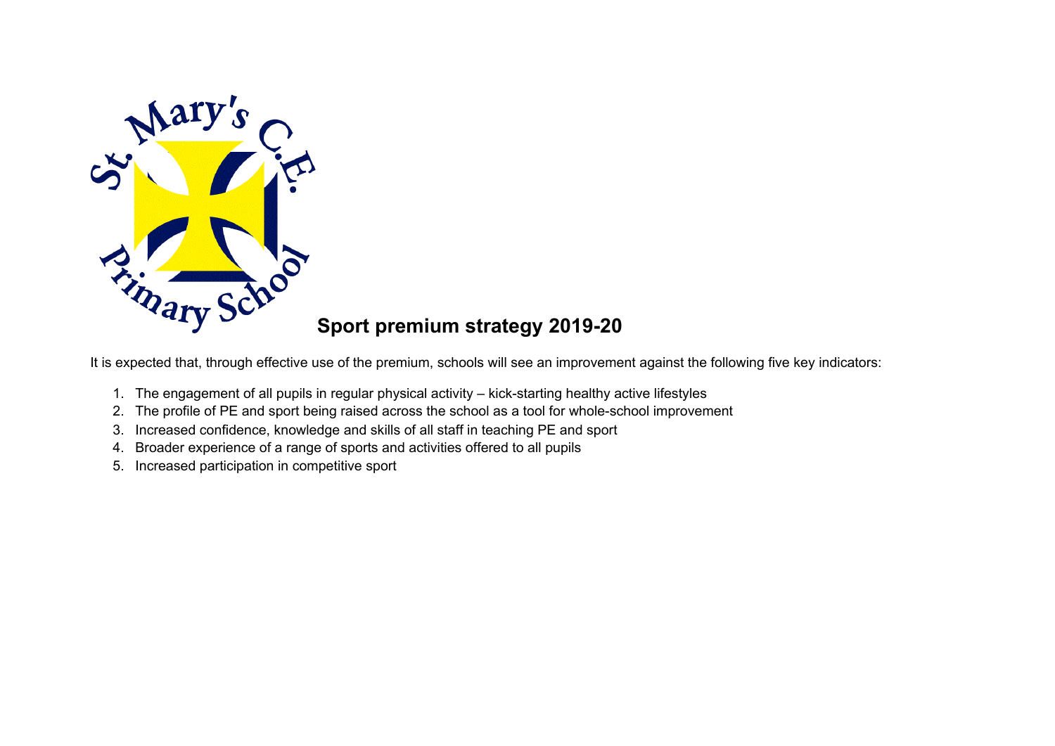# Sport premium strategy 2019-20

It is expected that, through effective use of the premium, schools will see an improvement against the following five key indicators:

1. The engagement of all pupils in regular physical activity – kick-starting healthy active lifestyles
2. The profile of PE and sport being raised across the school as a tool for whole-school improvement
3. Increased confidence, knowledge and skills of all staff in teaching PE and sport
4. Broader experience of a range of sports and activities offered to all pupils
5. Increased participation in competitive sport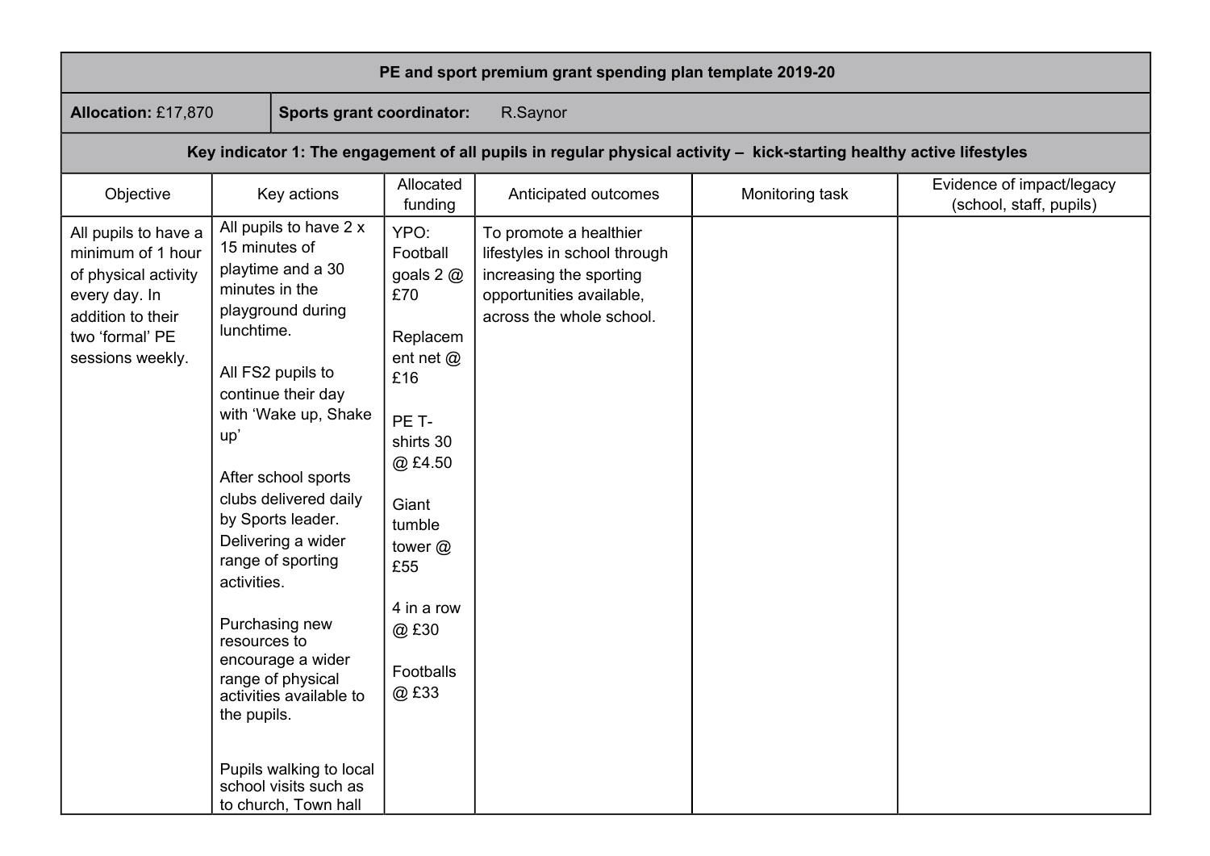| PE and sport premium grant spending plan template 2019-20 | | | | | |
|---|---|---|---|---|---|
| **Allocation:** £17,870 | **Sports grant coordinator:** R.Saynor | | | | |
| **Key indicator 1: The engagement of all pupils in regular physical activity – kick-starting healthy active lifestyles** | | | | | |
| Objective | Key actions | Allocated funding | Anticipated outcomes | Monitoring task | Evidence of impact/legacy (school, staff, pupils) |
| All pupils to have a minimum of 1 hour of physical activity every day. In addition to their two 'formal' PE sessions weekly. | All pupils to have 2 x 15 minutes of playtime and a 30 minutes in the playground during lunchtime.<br><br>All FS2 pupils to continue their day with 'Wake up, Shake up'<br><br>After school sports clubs delivered daily by Sports leader. Delivering a wider range of sporting activities.<br><br>Purchasing new resources to encourage a wider range of physical activities available to the pupils.<br><br>Pupils walking to local school visits such as to church, Town hall | YPO: Football goals 2 @ £70<br><br>Replacement net @ £16<br><br>PE T-shirts 30 @ £4.50<br><br>Giant tumble tower @ £55<br><br>4 in a row @ £30<br><br>Footballs @ £33 | To promote a healthier lifestyles in school through increasing the sporting opportunities available, across the whole school. | | |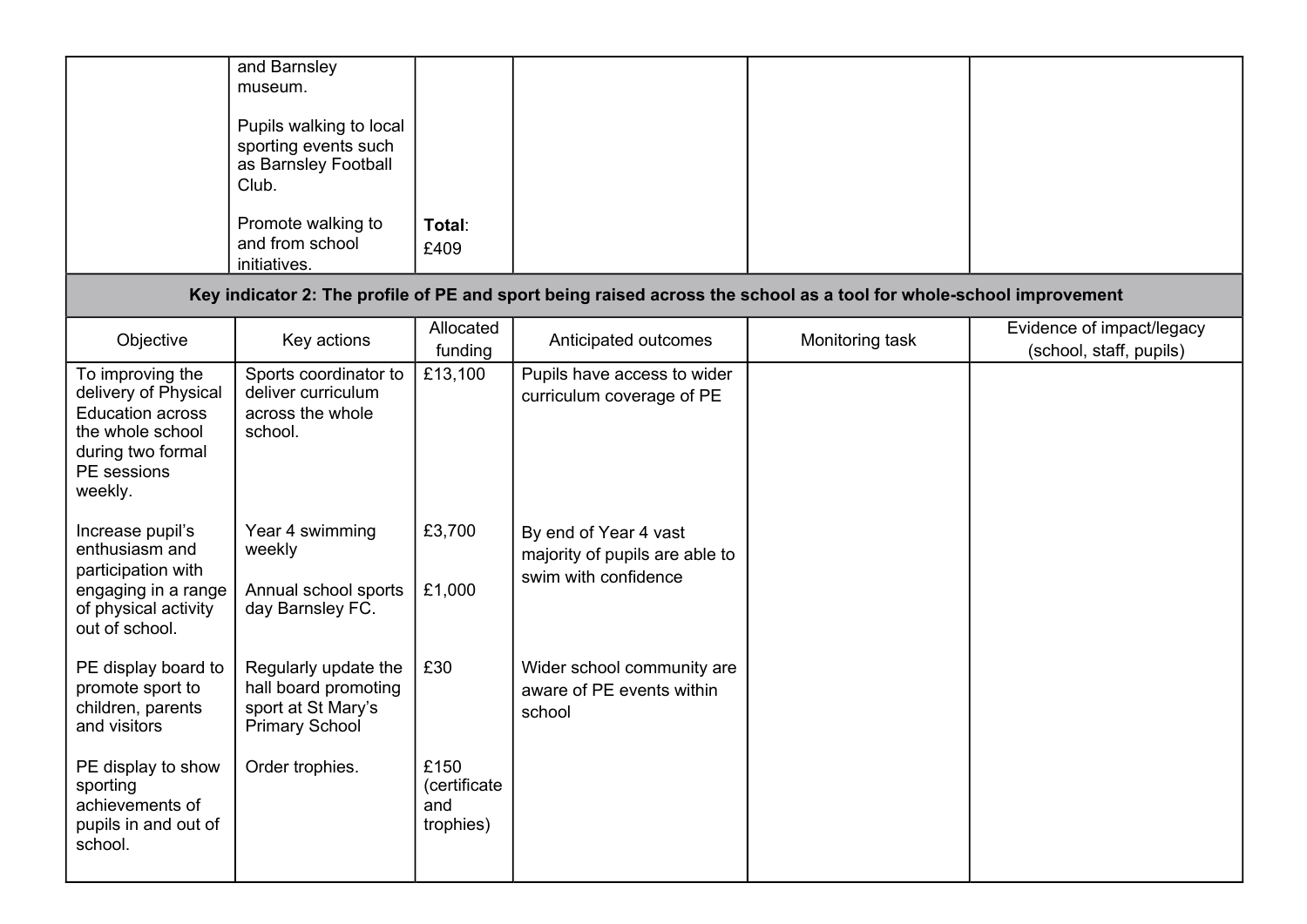| | | | | | |
|---|---|---|---|---|---|
| | and Barnsley museum.<br><br>Pupils walking to local sporting events such as Barnsley Football Club.<br><br>Promote walking to and from school initiatives. | **Total**: £409 | | | |
| **Key indicator 2: The profile of PE and sport being raised across the school as a tool for whole-school improvement** | | | | | |
| Objective | Key actions | Allocated funding | Anticipated outcomes | Monitoring task | Evidence of impact/legacy (school, staff, pupils) |
| To improving the delivery of Physical Education across the whole school during two formal PE sessions weekly. | Sports coordinator to deliver curriculum across the whole school. | £13,100 | Pupils have access to wider curriculum coverage of PE | | |
| Increase pupil's enthusiasm and participation with engaging in a range of physical activity out of school. | Year 4 swimming weekly<br><br>Annual school sports day Barnsley FC. | £3,700<br><br>£1,000 | By end of Year 4 vast majority of pupils are able to swim with confidence | | |
| PE display board to promote sport to children, parents and visitors | Regularly update the hall board promoting sport at St Mary's Primary School | £30 | Wider school community are aware of PE events within school | | |
| PE display to show sporting achievements of pupils in and out of school. | Order trophies. | £150 (certificate and trophies) | | | |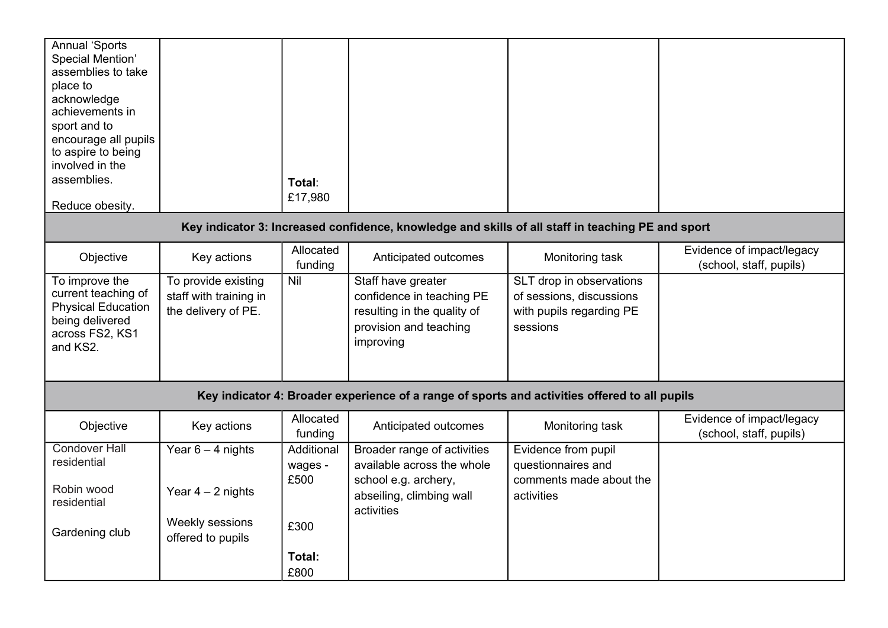| | | | | | |
|---|---|---|---|---|---|
| Annual 'Sports Special Mention' assemblies to take place to acknowledge achievements in sport and to encourage all pupils to aspire to being involved in the assemblies.<br><br>Reduce obesity. | | **Total**: £17,980 | | | |
| **Key indicator 3: Increased confidence, knowledge and skills of all staff in teaching PE and sport** | | | | | |
| Objective | Key actions | Allocated funding | Anticipated outcomes | Monitoring task | Evidence of impact/legacy (school, staff, pupils) |
| To improve the current teaching of Physical Education being delivered across FS2, KS1 and KS2. | To provide existing staff with training in the delivery of PE. | Nil | Staff have greater confidence in teaching PE resulting in the quality of provision and teaching improving | SLT drop in observations of sessions, discussions with pupils regarding PE sessions | |
| **Key indicator 4: Broader experience of a range of sports and activities offered to all pupils** | | | | | |
| Objective | Key actions | Allocated funding | Anticipated outcomes | Monitoring task | Evidence of impact/legacy (school, staff, pupils) |
| Condover Hall residential<br><br>Robin wood residential<br><br>Gardening club | Year 6 – 4 nights<br><br>Year 4 – 2 nights<br><br>Weekly sessions offered to pupils | Additional wages - £500<br><br>£300<br><br>**Total:** £800 | Broader range of activities available across the whole school e.g. archery, abseiling, climbing wall activities | Evidence from pupil questionnaires and comments made about the activities | |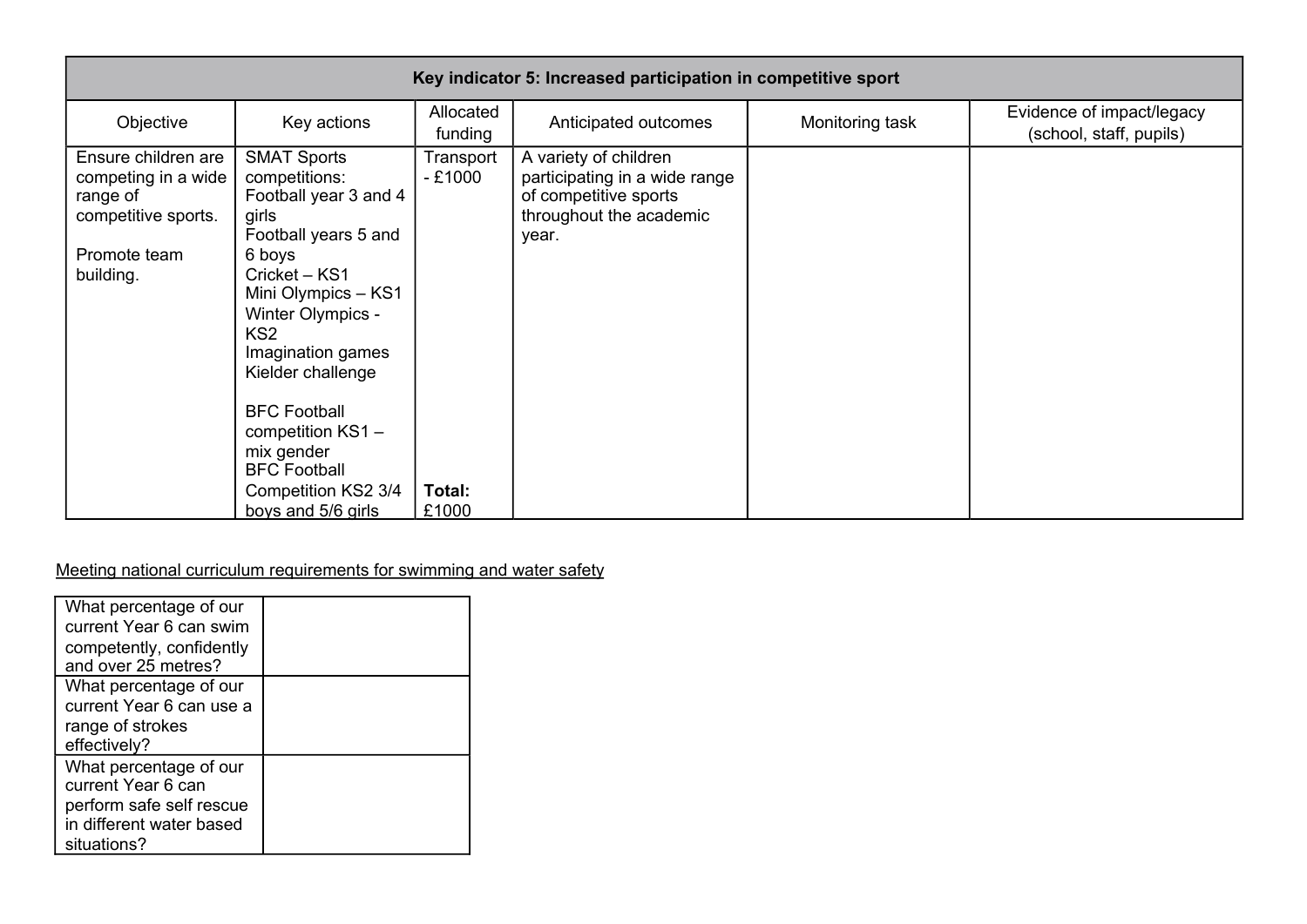| Key indicator 5: Increased participation in competitive sport | | | | | |
|---|---|---|---|---|---|
| Objective | Key actions | Allocated funding | Anticipated outcomes | Monitoring task | Evidence of impact/legacy (school, staff, pupils) |
| Ensure children are competing in a wide range of competitive sports.<br><br>Promote team building. | SMAT Sports competitions:<br>Football year 3 and 4 girls<br>Football years 5 and 6 boys<br>Cricket – KS1<br>Mini Olympics – KS1<br>Winter Olympics - KS2<br>Imagination games<br>Kielder challenge<br><br>BFC Football competition KS1 – mix gender<br>BFC Football Competition KS2 3/4 boys and 5/6 girls | Transport - £1000<br><br>**Total:** £1000 | A variety of children participating in a wide range of competitive sports throughout the academic year. | | |

<u>Meeting national curriculum requirements for swimming and water safety</u>

| | |
|---|---|
| What percentage of our current Year 6 can swim competently, confidently and over 25 metres? | |
| What percentage of our current Year 6 can use a range of strokes effectively? | |
| What percentage of our current Year 6 can perform safe self rescue in different water based situations? | |